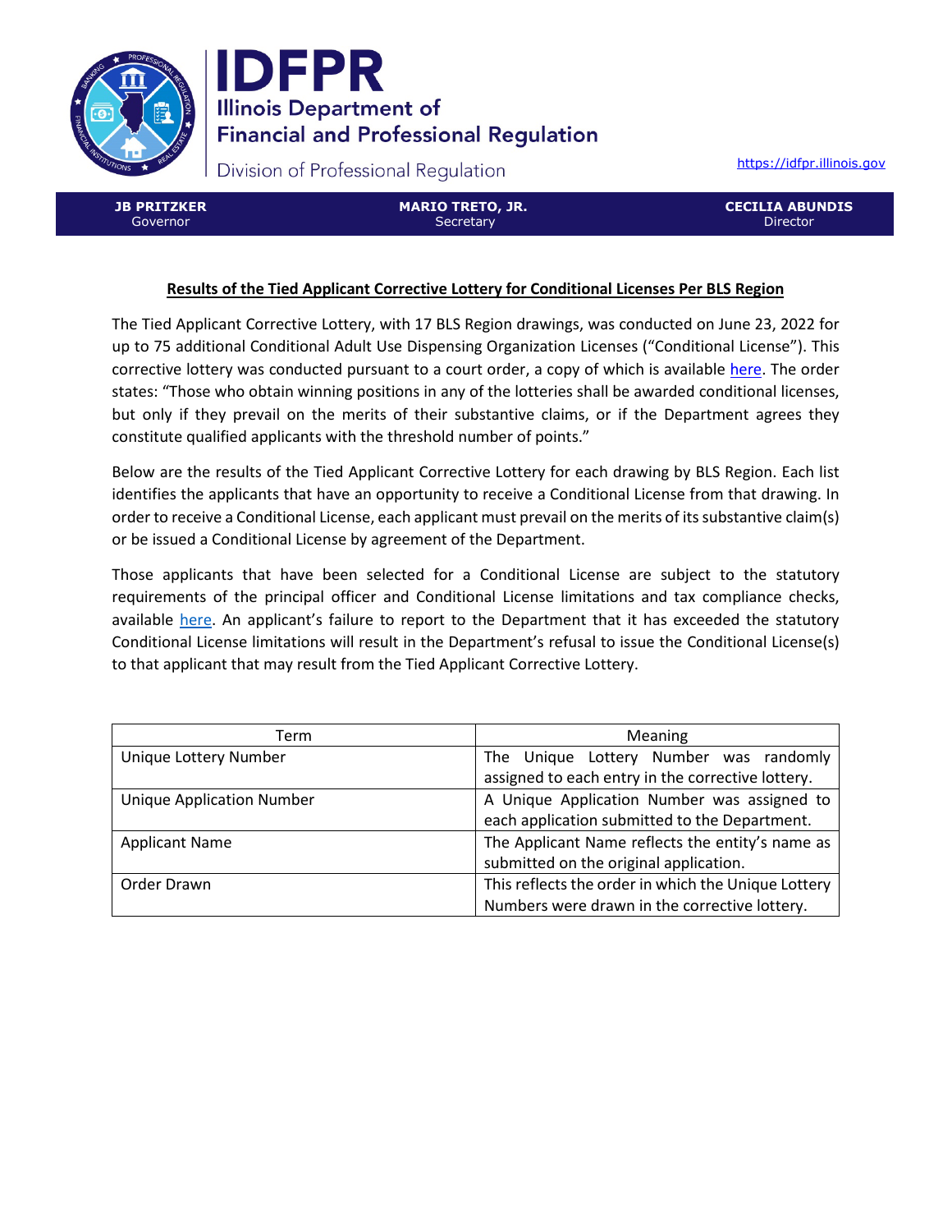# IDFPR

**Illinois Department of Financial and Professional Regulation**

Division of Professional Regulation

https://idfpr.illinois.gov

| **JB PRITZKER** Governor | **MARIO TRETO, JR.** Secretary | **CECILIA ABUNDIS** Director |
|---|---|---|

## Results of the Tied Applicant Corrective Lottery for Conditional Licenses Per BLS Region

The Tied Applicant Corrective Lottery, with 17 BLS Region drawings, was conducted on June 23, 2022 for up to 75 additional Conditional Adult Use Dispensing Organization Licenses ("Conditional License"). This corrective lottery was conducted pursuant to a court order, a copy of which is available [here](). The order states: "Those who obtain winning positions in any of the lotteries shall be awarded conditional licenses, but only if they prevail on the merits of their substantive claims, or if the Department agrees they constitute qualified applicants with the threshold number of points."

Below are the results of the Tied Applicant Corrective Lottery for each drawing by BLS Region. Each list identifies the applicants that have an opportunity to receive a Conditional License from that drawing. In order to receive a Conditional License, each applicant must prevail on the merits of its substantive claim(s) or be issued a Conditional License by agreement of the Department.

Those applicants that have been selected for a Conditional License are subject to the statutory requirements of the principal officer and Conditional License limitations and tax compliance checks, available [here](). An applicant's failure to report to the Department that it has exceeded the statutory Conditional License limitations will result in the Department's refusal to issue the Conditional License(s) to that applicant that may result from the Tied Applicant Corrective Lottery.

| Term | Meaning |
|---|---|
| Unique Lottery Number | The Unique Lottery Number was randomly assigned to each entry in the corrective lottery. |
| Unique Application Number | A Unique Application Number was assigned to each application submitted to the Department. |
| Applicant Name | The Applicant Name reflects the entity's name as submitted on the original application. |
| Order Drawn | This reflects the order in which the Unique Lottery Numbers were drawn in the corrective lottery. |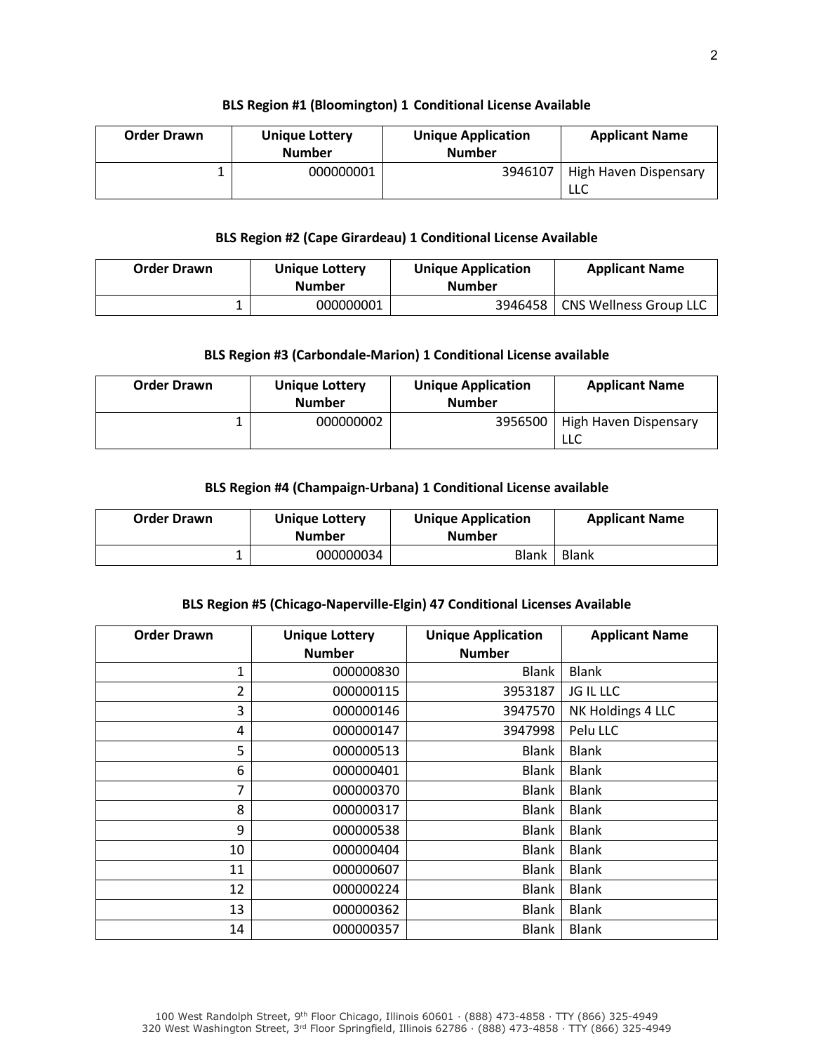**BLS Region #1 (Bloomington) 1 Conditional License Available**

| Order Drawn | Unique Lottery Number | Unique Application Number | Applicant Name |
|---|---|---|---|
| 1 | 000000001 | 3946107 | High Haven Dispensary LLC |

**BLS Region #2 (Cape Girardeau) 1 Conditional License Available**

| Order Drawn | Unique Lottery Number | Unique Application Number | Applicant Name |
|---|---|---|---|
| 1 | 000000001 | 3946458 | CNS Wellness Group LLC |

**BLS Region #3 (Carbondale-Marion) 1 Conditional License available**

| Order Drawn | Unique Lottery Number | Unique Application Number | Applicant Name |
|---|---|---|---|
| 1 | 000000002 | 3956500 | High Haven Dispensary LLC |

**BLS Region #4 (Champaign-Urbana) 1 Conditional License available**

| Order Drawn | Unique Lottery Number | Unique Application Number | Applicant Name |
|---|---|---|---|
| 1 | 000000034 | Blank | Blank |

**BLS Region #5 (Chicago-Naperville-Elgin) 47 Conditional Licenses Available**

| Order Drawn | Unique Lottery Number | Unique Application Number | Applicant Name |
|---|---|---|---|
| 1 | 000000830 | Blank | Blank |
| 2 | 000000115 | 3953187 | JG IL LLC |
| 3 | 000000146 | 3947570 | NK Holdings 4 LLC |
| 4 | 000000147 | 3947998 | Pelu LLC |
| 5 | 000000513 | Blank | Blank |
| 6 | 000000401 | Blank | Blank |
| 7 | 000000370 | Blank | Blank |
| 8 | 000000317 | Blank | Blank |
| 9 | 000000538 | Blank | Blank |
| 10 | 000000404 | Blank | Blank |
| 11 | 000000607 | Blank | Blank |
| 12 | 000000224 | Blank | Blank |
| 13 | 000000362 | Blank | Blank |
| 14 | 000000357 | Blank | Blank |

100 West Randolph Street, 9th Floor Chicago, Illinois 60601 · (888) 473-4858 · TTY (866) 325-4949
320 West Washington Street, 3rd Floor Springfield, Illinois 62786 · (888) 473-4858 · TTY (866) 325-4949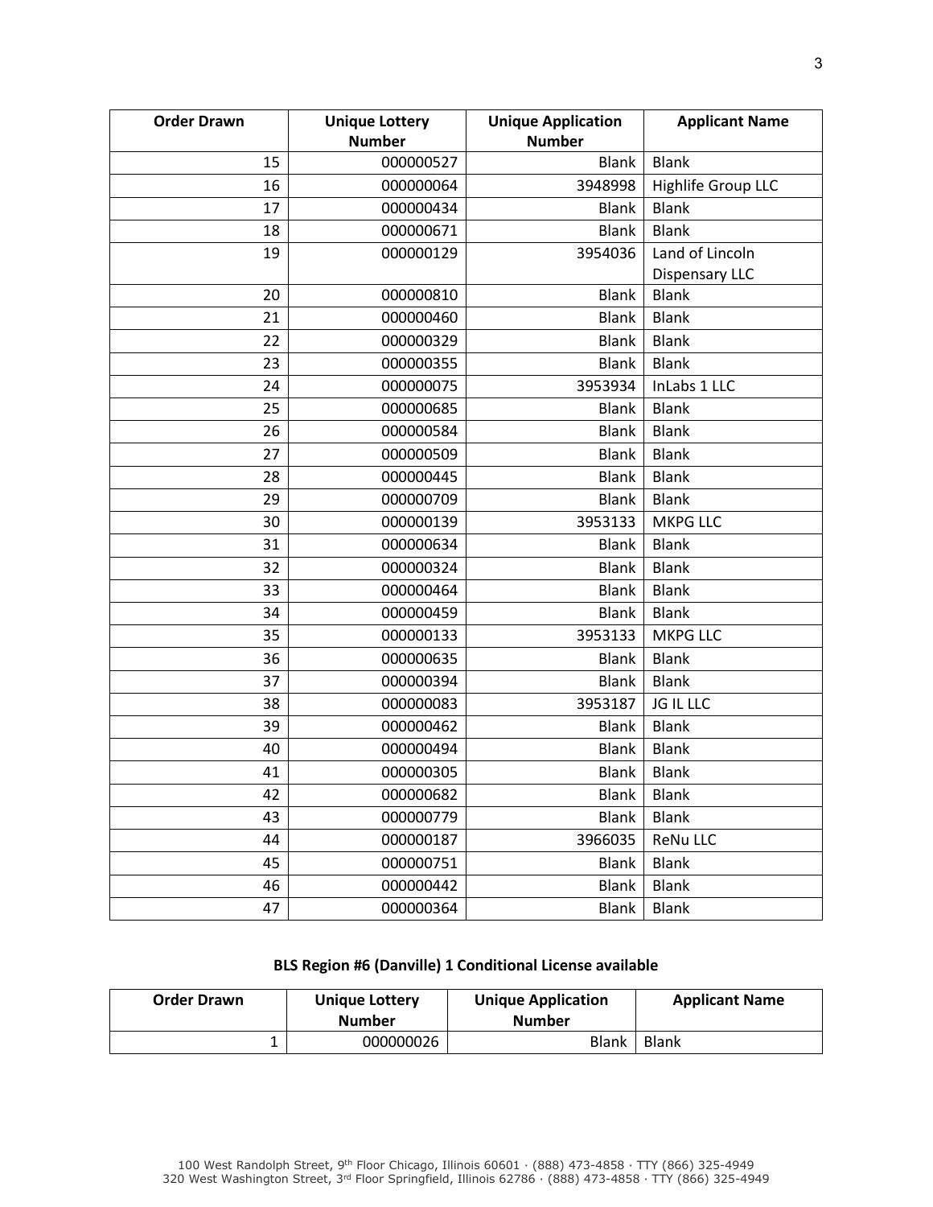| Order Drawn | Unique Lottery Number | Unique Application Number | Applicant Name |
|---|---|---|---|
| 15 | 000000527 | Blank | Blank |
| 16 | 000000064 | 3948998 | Highlife Group LLC |
| 17 | 000000434 | Blank | Blank |
| 18 | 000000671 | Blank | Blank |
| 19 | 000000129 | 3954036 | Land of Lincoln Dispensary LLC |
| 20 | 000000810 | Blank | Blank |
| 21 | 000000460 | Blank | Blank |
| 22 | 000000329 | Blank | Blank |
| 23 | 000000355 | Blank | Blank |
| 24 | 000000075 | 3953934 | InLabs 1 LLC |
| 25 | 000000685 | Blank | Blank |
| 26 | 000000584 | Blank | Blank |
| 27 | 000000509 | Blank | Blank |
| 28 | 000000445 | Blank | Blank |
| 29 | 000000709 | Blank | Blank |
| 30 | 000000139 | 3953133 | MKPG LLC |
| 31 | 000000634 | Blank | Blank |
| 32 | 000000324 | Blank | Blank |
| 33 | 000000464 | Blank | Blank |
| 34 | 000000459 | Blank | Blank |
| 35 | 000000133 | 3953133 | MKPG LLC |
| 36 | 000000635 | Blank | Blank |
| 37 | 000000394 | Blank | Blank |
| 38 | 000000083 | 3953187 | JG IL LLC |
| 39 | 000000462 | Blank | Blank |
| 40 | 000000494 | Blank | Blank |
| 41 | 000000305 | Blank | Blank |
| 42 | 000000682 | Blank | Blank |
| 43 | 000000779 | Blank | Blank |
| 44 | 000000187 | 3966035 | ReNu LLC |
| 45 | 000000751 | Blank | Blank |
| 46 | 000000442 | Blank | Blank |
| 47 | 000000364 | Blank | Blank |

**BLS Region #6 (Danville) 1 Conditional License available**

| Order Drawn | Unique Lottery Number | Unique Application Number | Applicant Name |
|---|---|---|---|
| 1 | 000000026 | Blank | Blank |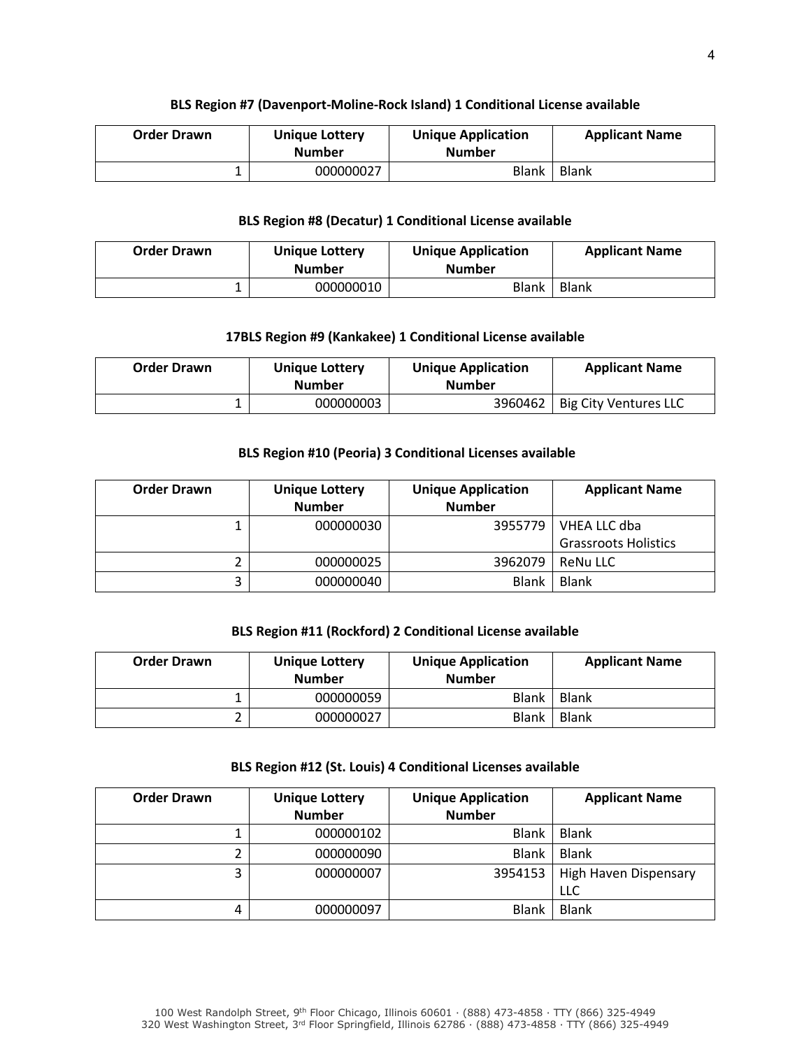**BLS Region #7 (Davenport-Moline-Rock Island) 1 Conditional License available**

| Order Drawn | Unique Lottery Number | Unique Application Number | Applicant Name |
|---|---|---|---|
| 1 | 000000027 | Blank | Blank |

**BLS Region #8 (Decatur) 1 Conditional License available**

| Order Drawn | Unique Lottery Number | Unique Application Number | Applicant Name |
|---|---|---|---|
| 1 | 000000010 | Blank | Blank |

**17BLS Region #9 (Kankakee) 1 Conditional License available**

| Order Drawn | Unique Lottery Number | Unique Application Number | Applicant Name |
|---|---|---|---|
| 1 | 000000003 | 3960462 | Big City Ventures LLC |

**BLS Region #10 (Peoria) 3 Conditional Licenses available**

| Order Drawn | Unique Lottery Number | Unique Application Number | Applicant Name |
|---|---|---|---|
| 1 | 000000030 | 3955779 | VHEA LLC dba Grassroots Holistics |
| 2 | 000000025 | 3962079 | ReNu LLC |
| 3 | 000000040 | Blank | Blank |

**BLS Region #11 (Rockford) 2 Conditional License available**

| Order Drawn | Unique Lottery Number | Unique Application Number | Applicant Name |
|---|---|---|---|
| 1 | 000000059 | Blank | Blank |
| 2 | 000000027 | Blank | Blank |

**BLS Region #12 (St. Louis) 4 Conditional Licenses available**

| Order Drawn | Unique Lottery Number | Unique Application Number | Applicant Name |
|---|---|---|---|
| 1 | 000000102 | Blank | Blank |
| 2 | 000000090 | Blank | Blank |
| 3 | 000000007 | 3954153 | High Haven Dispensary LLC |
| 4 | 000000097 | Blank | Blank |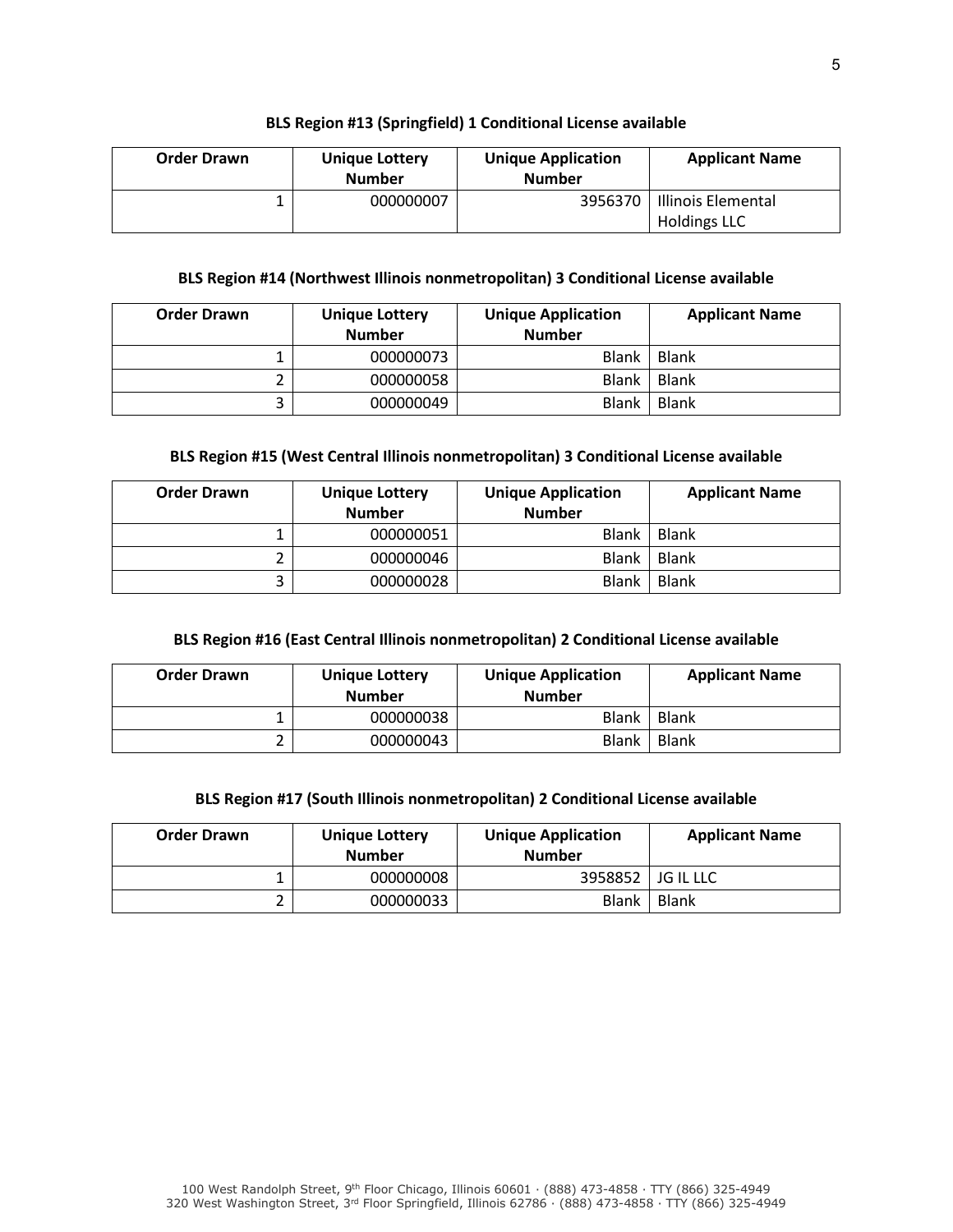**BLS Region #13 (Springfield) 1 Conditional License available**

| Order Drawn | Unique Lottery Number | Unique Application Number | Applicant Name |
|---|---|---|---|
| 1 | 000000007 | 3956370 | Illinois Elemental Holdings LLC |

**BLS Region #14 (Northwest Illinois nonmetropolitan) 3 Conditional License available**

| Order Drawn | Unique Lottery Number | Unique Application Number | Applicant Name |
|---|---|---|---|
| 1 | 000000073 | Blank | Blank |
| 2 | 000000058 | Blank | Blank |
| 3 | 000000049 | Blank | Blank |

**BLS Region #15 (West Central Illinois nonmetropolitan) 3 Conditional License available**

| Order Drawn | Unique Lottery Number | Unique Application Number | Applicant Name |
|---|---|---|---|
| 1 | 000000051 | Blank | Blank |
| 2 | 000000046 | Blank | Blank |
| 3 | 000000028 | Blank | Blank |

**BLS Region #16 (East Central Illinois nonmetropolitan) 2 Conditional License available**

| Order Drawn | Unique Lottery Number | Unique Application Number | Applicant Name |
|---|---|---|---|
| 1 | 000000038 | Blank | Blank |
| 2 | 000000043 | Blank | Blank |

**BLS Region #17 (South Illinois nonmetropolitan) 2 Conditional License available**

| Order Drawn | Unique Lottery Number | Unique Application Number | Applicant Name |
|---|---|---|---|
| 1 | 000000008 | 3958852 | JG IL LLC |
| 2 | 000000033 | Blank | Blank |